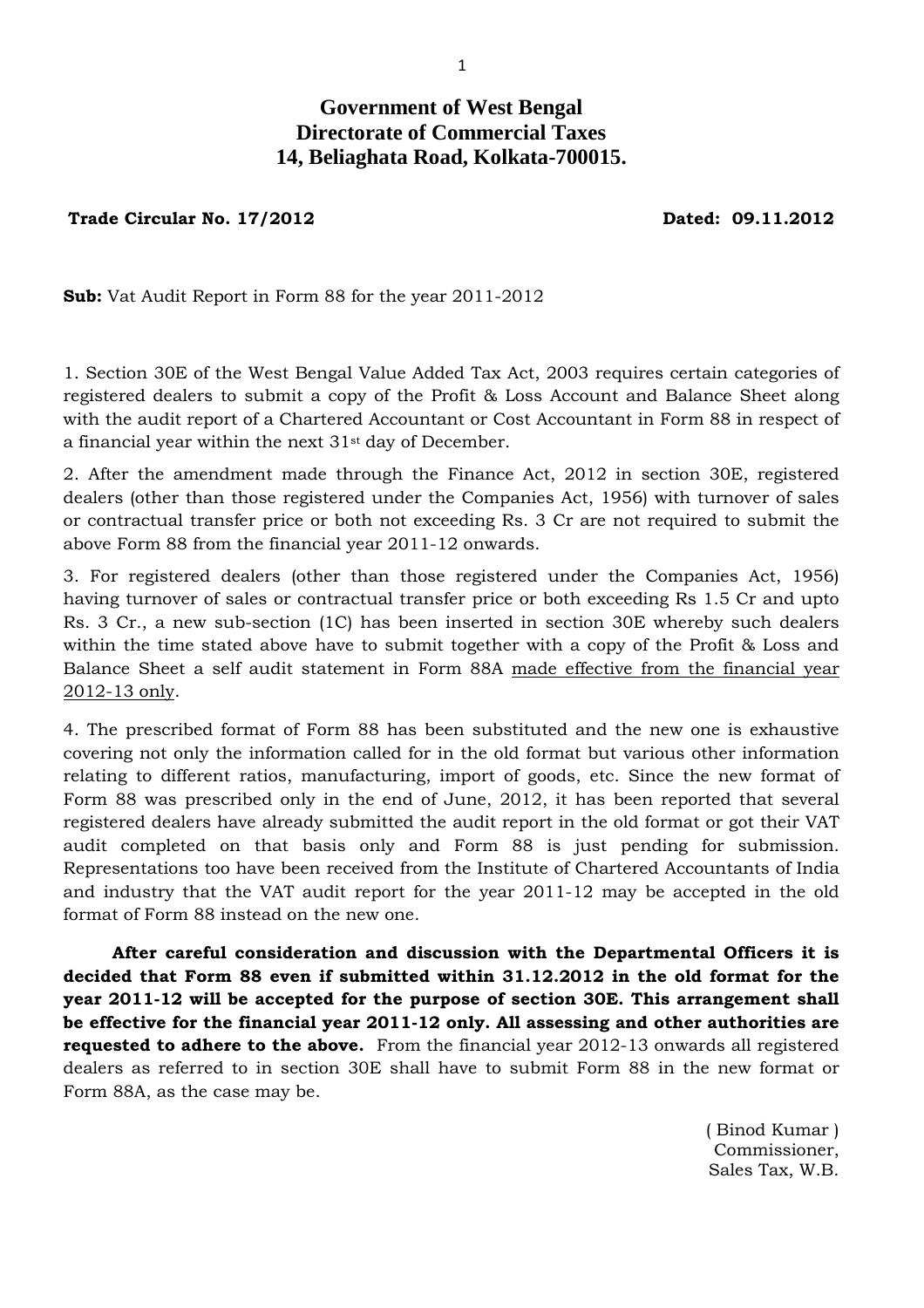**Government of West Bengal**
**Directorate of Commercial Taxes**
**14, Beliaghata Road, Kolkata-700015.**

**Trade Circular No. 17/2012** **Dated: 09.11.2012**

**Sub:** Vat Audit Report in Form 88 for the year 2011-2012

1. Section 30E of the West Bengal Value Added Tax Act, 2003 requires certain categories of registered dealers to submit a copy of the Profit & Loss Account and Balance Sheet along with the audit report of a Chartered Accountant or Cost Accountant in Form 88 in respect of a financial year within the next 31st day of December.

2. After the amendment made through the Finance Act, 2012 in section 30E, registered dealers (other than those registered under the Companies Act, 1956) with turnover of sales or contractual transfer price or both not exceeding Rs. 3 Cr are not required to submit the above Form 88 from the financial year 2011-12 onwards.

3. For registered dealers (other than those registered under the Companies Act, 1956) having turnover of sales or contractual transfer price or both exceeding Rs 1.5 Cr and upto Rs. 3 Cr., a new sub-section (1C) has been inserted in section 30E whereby such dealers within the time stated above have to submit together with a copy of the Profit & Loss and Balance Sheet a self audit statement in Form 88A made effective from the financial year 2012-13 only.

4. The prescribed format of Form 88 has been substituted and the new one is exhaustive covering not only the information called for in the old format but various other information relating to different ratios, manufacturing, import of goods, etc. Since the new format of Form 88 was prescribed only in the end of June, 2012, it has been reported that several registered dealers have already submitted the audit report in the old format or got their VAT audit completed on that basis only and Form 88 is just pending for submission. Representations too have been received from the Institute of Chartered Accountants of India and industry that the VAT audit report for the year 2011-12 may be accepted in the old format of Form 88 instead on the new one.

**After careful consideration and discussion with the Departmental Officers it is decided that Form 88 even if submitted within 31.12.2012 in the old format for the year 2011-12 will be accepted for the purpose of section 30E. This arrangement shall be effective for the financial year 2011-12 only. All assessing and other authorities are requested to adhere to the above.** From the financial year 2012-13 onwards all registered dealers as referred to in section 30E shall have to submit Form 88 in the new format or Form 88A, as the case may be.

( Binod Kumar )
Commissioner,
Sales Tax, W.B.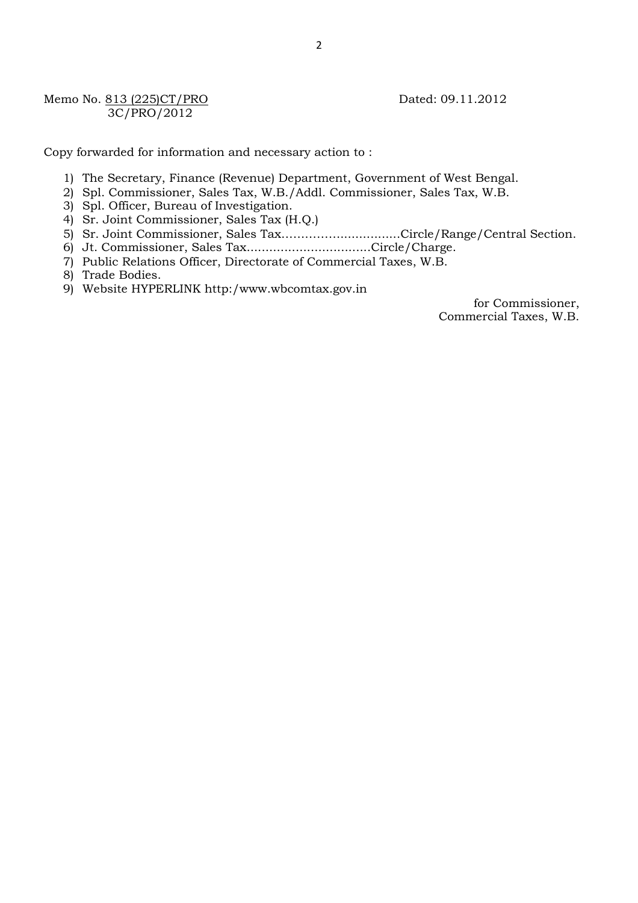Memo No. 813 (225)CT/PRO
3C/PRO/2012

Dated: 09.11.2012

Copy forwarded for information and necessary action to :

1) The Secretary, Finance (Revenue) Department, Government of West Bengal.
2) Spl. Commissioner, Sales Tax, W.B./Addl. Commissioner, Sales Tax, W.B.
3) Spl. Officer, Bureau of Investigation.
4) Sr. Joint Commissioner, Sales Tax (H.Q.)
5) Sr. Joint Commissioner, Sales Tax...............................Circle/Range/Central Section.
6) Jt. Commissioner, Sales Tax.................................Circle/Charge.
7) Public Relations Officer, Directorate of Commercial Taxes, W.B.
8) Trade Bodies.
9) Website HYPERLINK http:/www.wbcomtax.gov.in

for Commissioner,
Commercial Taxes, W.B.